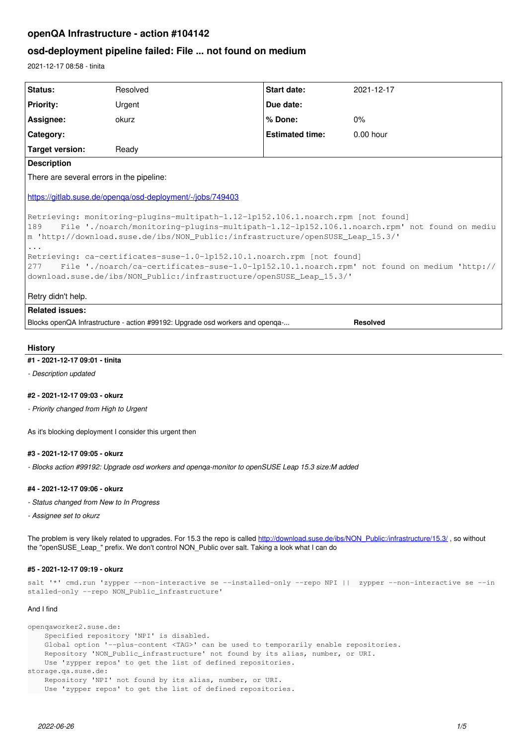# openQA Infrastructure - action #104142

## osd-deployment pipeline failed: File ... not found on medium

2021-12-17 08:58 - tinita

| Status: | Resolved | Start date: | 2021-12-17 |
|---|---|---|---|
| Priority: | Urgent | Due date: | |
| Assignee: | okurz | % Done: | 0% |
| Category: | | Estimated time: | 0.00 hour |
| Target version: | Ready | | |

**Description**

There are several errors in the pipeline:

https://gitlab.suse.de/openqa/osd-deployment/-/jobs/749403

```
Retrieving: monitoring-plugins-multipath-1.12-lp152.106.1.noarch.rpm [not found]
189    File './noarch/monitoring-plugins-multipath-1.12-lp152.106.1.noarch.rpm' not found on medium 'http://download.suse.de/ibs/NON_Public:/infrastructure/openSUSE_Leap_15.3/'
...
Retrieving: ca-certificates-suse-1.0-lp152.10.1.noarch.rpm [not found]
277    File './noarch/ca-certificates-suse-1.0-lp152.10.1.noarch.rpm' not found on medium 'http://download.suse.de/ibs/NON_Public:/infrastructure/openSUSE_Leap_15.3/'
```

Retry didn't help.

**Related issues:**

| Blocks openQA Infrastructure - action #99192: Upgrade osd workers and openqa-... | Resolved |
|---|---|

## History

#### #1 - 2021-12-17 09:01 - tinita

*- Description updated*

#### #2 - 2021-12-17 09:03 - okurz

*- Priority changed from High to Urgent*

As it's blocking deployment I consider this urgent then

#### #3 - 2021-12-17 09:05 - okurz

*- Blocks action #99192: Upgrade osd workers and openqa-monitor to openSUSE Leap 15.3 size:M added*

#### #4 - 2021-12-17 09:06 - okurz

*- Status changed from New to In Progress*

*- Assignee set to okurz*

The problem is very likely related to upgrades. For 15.3 the repo is called http://download.suse.de/ibs/NON_Public:/infrastructure/15.3/ , so without the "openSUSE_Leap_" prefix. We don't control NON_Public over salt. Taking a look what I can do

#### #5 - 2021-12-17 09:19 - okurz

```
salt '*' cmd.run 'zypper --non-interactive se --installed-only --repo NPI ||  zypper --non-interactive se --installed-only --repo NON_Public_infrastructure'
```

And I find

```
openqaworker2.suse.de:
    Specified repository 'NPI' is disabled.
    Global option '--plus-content <TAG>' can be used to temporarily enable repositories.
    Repository 'NON_Public_infrastructure' not found by its alias, number, or URI.
    Use 'zypper repos' to get the list of defined repositories.
storage.qa.suse.de:
    Repository 'NPI' not found by its alias, number, or URI.
    Use 'zypper repos' to get the list of defined repositories.
```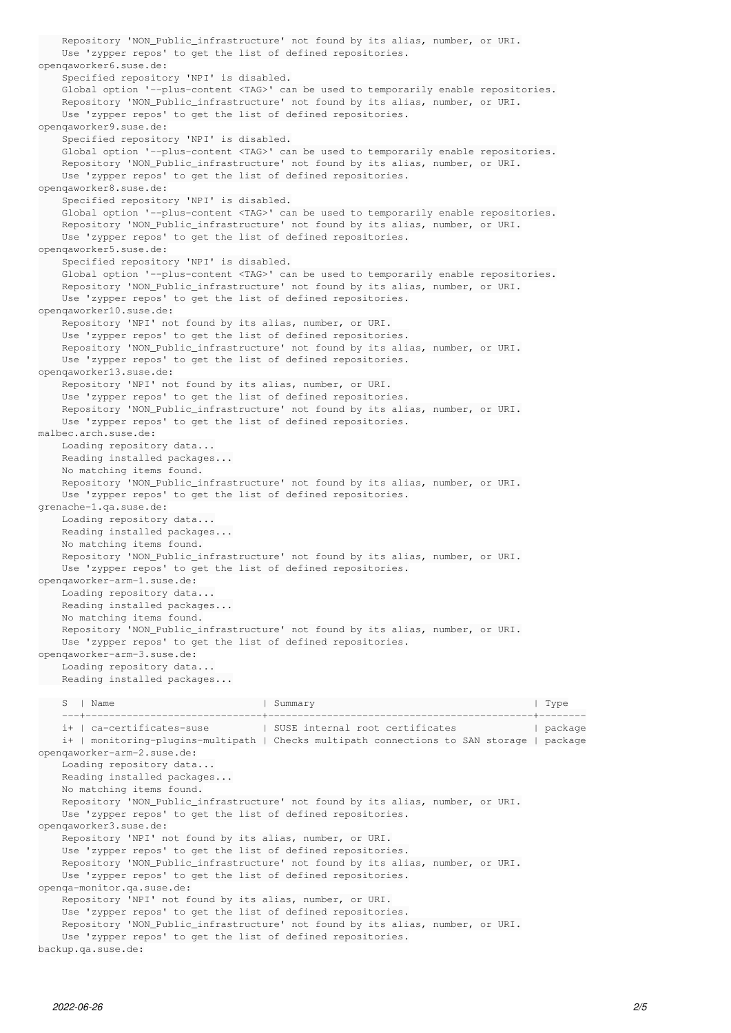```
    Repository 'NON_Public_infrastructure' not found by its alias, number, or URI.
    Use 'zypper repos' to get the list of defined repositories.
openqaworker6.suse.de:
    Specified repository 'NPI' is disabled.
    Global option '--plus-content <TAG>' can be used to temporarily enable repositories.
    Repository 'NON_Public_infrastructure' not found by its alias, number, or URI.
    Use 'zypper repos' to get the list of defined repositories.
openqaworker9.suse.de:
    Specified repository 'NPI' is disabled.
    Global option '--plus-content <TAG>' can be used to temporarily enable repositories.
    Repository 'NON_Public_infrastructure' not found by its alias, number, or URI.
    Use 'zypper repos' to get the list of defined repositories.
openqaworker8.suse.de:
    Specified repository 'NPI' is disabled.
    Global option '--plus-content <TAG>' can be used to temporarily enable repositories.
    Repository 'NON_Public_infrastructure' not found by its alias, number, or URI.
    Use 'zypper repos' to get the list of defined repositories.
openqaworker5.suse.de:
    Specified repository 'NPI' is disabled.
    Global option '--plus-content <TAG>' can be used to temporarily enable repositories.
    Repository 'NON_Public_infrastructure' not found by its alias, number, or URI.
    Use 'zypper repos' to get the list of defined repositories.
openqaworker10.suse.de:
    Repository 'NPI' not found by its alias, number, or URI.
    Use 'zypper repos' to get the list of defined repositories.
    Repository 'NON_Public_infrastructure' not found by its alias, number, or URI.
    Use 'zypper repos' to get the list of defined repositories.
openqaworker13.suse.de:
    Repository 'NPI' not found by its alias, number, or URI.
    Use 'zypper repos' to get the list of defined repositories.
    Repository 'NON_Public_infrastructure' not found by its alias, number, or URI.
    Use 'zypper repos' to get the list of defined repositories.
malbec.arch.suse.de:
    Loading repository data...
    Reading installed packages...
    No matching items found.
    Repository 'NON_Public_infrastructure' not found by its alias, number, or URI.
    Use 'zypper repos' to get the list of defined repositories.
grenache-1.qa.suse.de:
    Loading repository data...
    Reading installed packages...
    No matching items found.
    Repository 'NON_Public_infrastructure' not found by its alias, number, or URI.
    Use 'zypper repos' to get the list of defined repositories.
openqaworker-arm-1.suse.de:
    Loading repository data...
    Reading installed packages...
    No matching items found.
    Repository 'NON_Public_infrastructure' not found by its alias, number, or URI.
    Use 'zypper repos' to get the list of defined repositories.
openqaworker-arm-3.suse.de:
    Loading repository data...
    Reading installed packages...

    S  | Name                          | Summary                                     | Type
    ---+-------------------------------+---------------------------------------------+--------
    i+ | ca-certificates-suse          | SUSE internal root certificates             | package
    i+ | monitoring-plugins-multipath  | Checks multipath connections to SAN storage | package
openqaworker-arm-2.suse.de:
    Loading repository data...
    Reading installed packages...
    No matching items found.
    Repository 'NON_Public_infrastructure' not found by its alias, number, or URI.
    Use 'zypper repos' to get the list of defined repositories.
openqaworker3.suse.de:
    Repository 'NPI' not found by its alias, number, or URI.
    Use 'zypper repos' to get the list of defined repositories.
    Repository 'NON_Public_infrastructure' not found by its alias, number, or URI.
    Use 'zypper repos' to get the list of defined repositories.
openqa-monitor.qa.suse.de:
    Repository 'NPI' not found by its alias, number, or URI.
    Use 'zypper repos' to get the list of defined repositories.
    Repository 'NON_Public_infrastructure' not found by its alias, number, or URI.
    Use 'zypper repos' to get the list of defined repositories.
backup.qa.suse.de:
```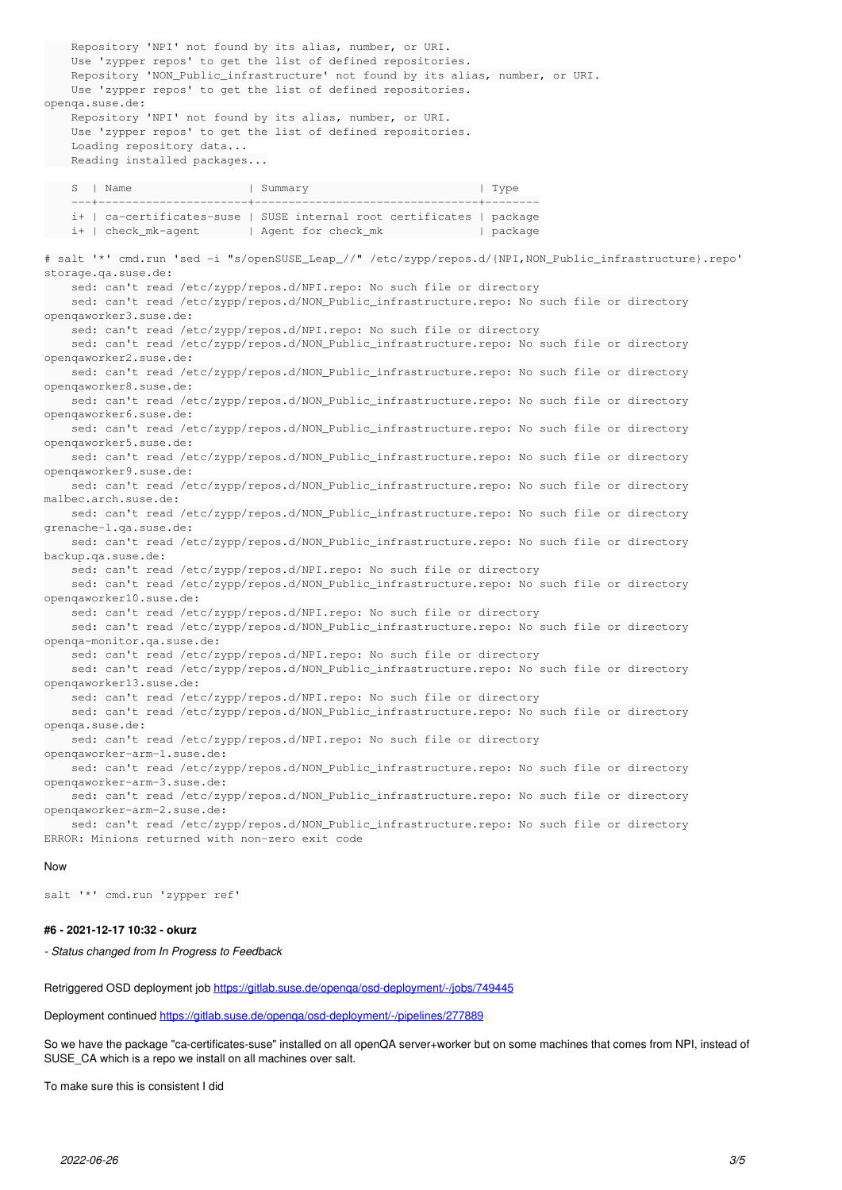```
    Repository 'NPI' not found by its alias, number, or URI.
    Use 'zypper repos' to get the list of defined repositories.
    Repository 'NON_Public_infrastructure' not found by its alias, number, or URI.
    Use 'zypper repos' to get the list of defined repositories.
openqa.suse.de:
    Repository 'NPI' not found by its alias, number, or URI.
    Use 'zypper repos' to get the list of defined repositories.
    Loading repository data...
    Reading installed packages...

    S  | Name                 | Summary                         | Type
    ---+----------------------+---------------------------------+--------
    i+ | ca-certificates-suse | SUSE internal root certificates | package
    i+ | check_mk-agent       | Agent for check_mk              | package

# salt '*' cmd.run 'sed -i "s/openSUSE_Leap_//" /etc/zypp/repos.d/{NPI,NON_Public_infrastructure}.repo'
storage.qa.suse.de:
    sed: can't read /etc/zypp/repos.d/NPI.repo: No such file or directory
    sed: can't read /etc/zypp/repos.d/NON_Public_infrastructure.repo: No such file or directory
openqaworker3.suse.de:
    sed: can't read /etc/zypp/repos.d/NPI.repo: No such file or directory
    sed: can't read /etc/zypp/repos.d/NON_Public_infrastructure.repo: No such file or directory
openqaworker2.suse.de:
    sed: can't read /etc/zypp/repos.d/NON_Public_infrastructure.repo: No such file or directory
openqaworker8.suse.de:
    sed: can't read /etc/zypp/repos.d/NON_Public_infrastructure.repo: No such file or directory
openqaworker6.suse.de:
    sed: can't read /etc/zypp/repos.d/NON_Public_infrastructure.repo: No such file or directory
openqaworker5.suse.de:
    sed: can't read /etc/zypp/repos.d/NON_Public_infrastructure.repo: No such file or directory
openqaworker9.suse.de:
    sed: can't read /etc/zypp/repos.d/NON_Public_infrastructure.repo: No such file or directory
malbec.arch.suse.de:
    sed: can't read /etc/zypp/repos.d/NON_Public_infrastructure.repo: No such file or directory
grenache-1.qa.suse.de:
    sed: can't read /etc/zypp/repos.d/NON_Public_infrastructure.repo: No such file or directory
backup.qa.suse.de:
    sed: can't read /etc/zypp/repos.d/NPI.repo: No such file or directory
    sed: can't read /etc/zypp/repos.d/NON_Public_infrastructure.repo: No such file or directory
openqaworker10.suse.de:
    sed: can't read /etc/zypp/repos.d/NPI.repo: No such file or directory
    sed: can't read /etc/zypp/repos.d/NON_Public_infrastructure.repo: No such file or directory
openqa-monitor.qa.suse.de:
    sed: can't read /etc/zypp/repos.d/NPI.repo: No such file or directory
    sed: can't read /etc/zypp/repos.d/NON_Public_infrastructure.repo: No such file or directory
openqaworker13.suse.de:
    sed: can't read /etc/zypp/repos.d/NPI.repo: No such file or directory
    sed: can't read /etc/zypp/repos.d/NON_Public_infrastructure.repo: No such file or directory
openqa.suse.de:
    sed: can't read /etc/zypp/repos.d/NPI.repo: No such file or directory
openqaworker-arm-1.suse.de:
    sed: can't read /etc/zypp/repos.d/NON_Public_infrastructure.repo: No such file or directory
openqaworker-arm-3.suse.de:
    sed: can't read /etc/zypp/repos.d/NON_Public_infrastructure.repo: No such file or directory
openqaworker-arm-2.suse.de:
    sed: can't read /etc/zypp/repos.d/NON_Public_infrastructure.repo: No such file or directory
ERROR: Minions returned with non-zero exit code
```

Now

```
salt '*' cmd.run 'zypper ref'
```

#### #6 - 2021-12-17 10:32 - okurz

*- Status changed from In Progress to Feedback*

Retriggered OSD deployment job https://gitlab.suse.de/openqa/osd-deployment/-/jobs/749445

Deployment continued https://gitlab.suse.de/openqa/osd-deployment/-/pipelines/277889

So we have the package "ca-certificates-suse" installed on all openQA server+worker but on some machines that comes from NPI, instead of SUSE_CA which is a repo we install on all machines over salt.

To make sure this is consistent I did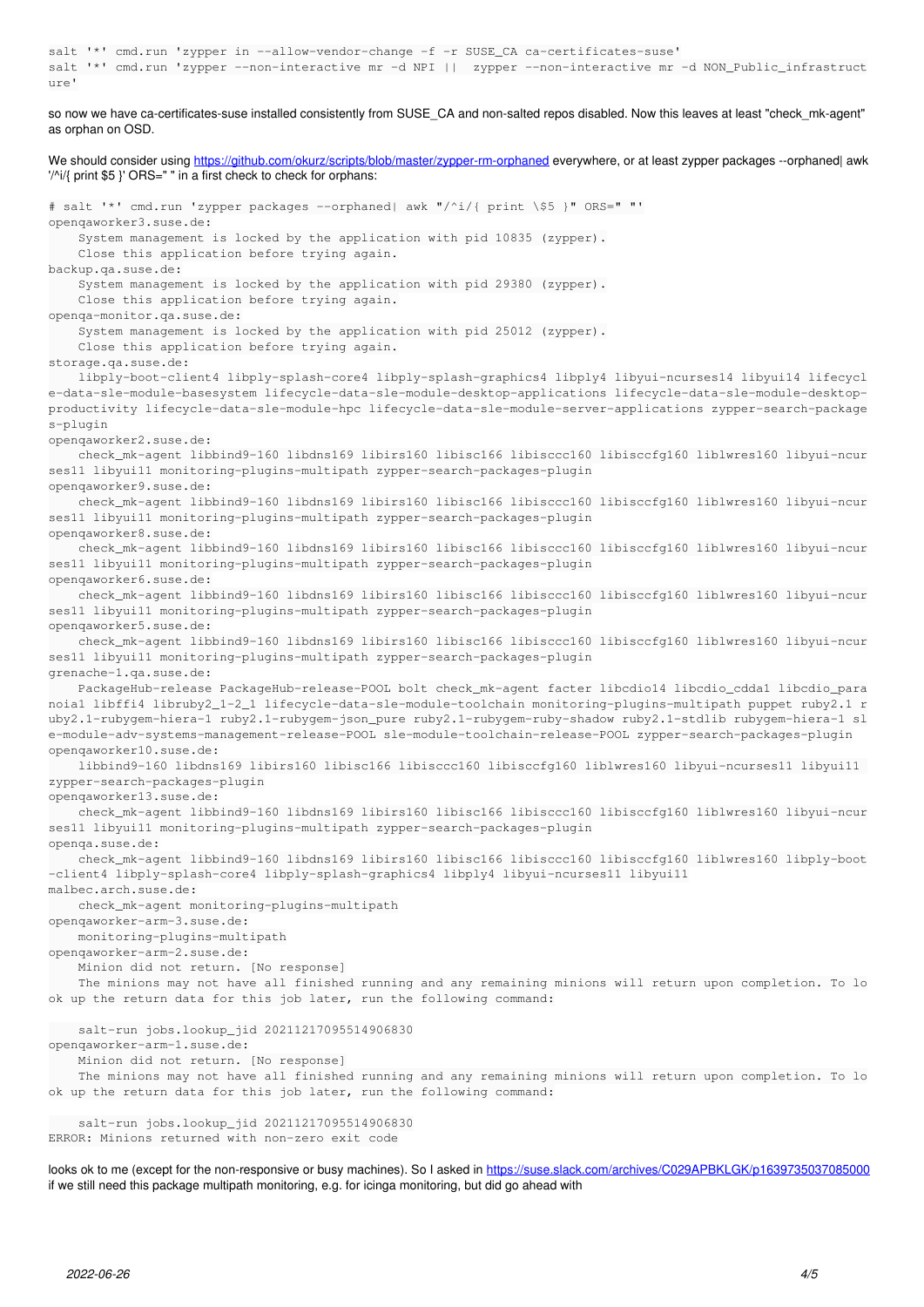```
salt '*' cmd.run 'zypper in --allow-vendor-change -f -r SUSE_CA ca-certificates-suse'
salt '*' cmd.run 'zypper --non-interactive mr -d NPI ||  zypper --non-interactive mr -d NON_Public_infrastructure'
```

so now we have ca-certificates-suse installed consistently from SUSE_CA and non-salted repos disabled. Now this leaves at least "check_mk-agent" as orphan on OSD.

We should consider using https://github.com/okurz/scripts/blob/master/zypper-rm-orphaned everywhere, or at least zypper packages --orphaned| awk '/^i/{ print $5 }' ORS=" " in a first check to check for orphans:

```
# salt '*' cmd.run 'zypper packages --orphaned| awk "/^i/{ print \$5 }" ORS=" "'
openqaworker3.suse.de:
    System management is locked by the application with pid 10835 (zypper).
    Close this application before trying again.
backup.qa.suse.de:
    System management is locked by the application with pid 29380 (zypper).
    Close this application before trying again.
openqa-monitor.qa.suse.de:
    System management is locked by the application with pid 25012 (zypper).
    Close this application before trying again.
storage.qa.suse.de:
    libply-boot-client4 libply-splash-core4 libply-splash-graphics4 libply4 libyui-ncurses14 libyui14 lifecycle-data-sle-module-basesystem lifecycle-data-sle-module-desktop-applications lifecycle-data-sle-module-desktop-productivity lifecycle-data-sle-module-hpc lifecycle-data-sle-module-server-applications zypper-search-packages-plugin
openqaworker2.suse.de:
    check_mk-agent libbind9-160 libdns169 libirs160 libisc166 libisccc160 libisccfg160 liblwres160 libyui-ncurses11 libyui11 monitoring-plugins-multipath zypper-search-packages-plugin
openqaworker9.suse.de:
    check_mk-agent libbind9-160 libdns169 libirs160 libisc166 libisccc160 libisccfg160 liblwres160 libyui-ncurses11 libyui11 monitoring-plugins-multipath zypper-search-packages-plugin
openqaworker8.suse.de:
    check_mk-agent libbind9-160 libdns169 libirs160 libisc166 libisccc160 libisccfg160 liblwres160 libyui-ncurses11 libyui11 monitoring-plugins-multipath zypper-search-packages-plugin
openqaworker6.suse.de:
    check_mk-agent libbind9-160 libdns169 libirs160 libisc166 libisccc160 libisccfg160 liblwres160 libyui-ncurses11 libyui11 monitoring-plugins-multipath zypper-search-packages-plugin
openqaworker5.suse.de:
    check_mk-agent libbind9-160 libdns169 libirs160 libisc166 libisccc160 libisccfg160 liblwres160 libyui-ncurses11 libyui11 monitoring-plugins-multipath zypper-search-packages-plugin
grenache-1.qa.suse.de:
    PackageHub-release PackageHub-release-POOL bolt check_mk-agent facter libcdio14 libcdio_cdda1 libcdio_paranoia1 libffi4 libruby2_1-2_1 lifecycle-data-sle-module-toolchain monitoring-plugins-multipath puppet ruby2.1 ruby2.1-rubygem-hiera-1 ruby2.1-rubygem-json_pure ruby2.1-rubygem-ruby-shadow ruby2.1-stdlib rubygem-hiera-1 sle-module-adv-systems-management-release-POOL sle-module-toolchain-release-POOL zypper-search-packages-plugin
openqaworker10.suse.de:
    libbind9-160 libdns169 libirs160 libisc166 libisccc160 libisccfg160 liblwres160 libyui-ncurses11 libyui11 zypper-search-packages-plugin
openqaworker13.suse.de:
    check_mk-agent libbind9-160 libdns169 libirs160 libisc166 libisccc160 libisccfg160 liblwres160 libyui-ncurses11 libyui11 monitoring-plugins-multipath zypper-search-packages-plugin
openqa.suse.de:
    check_mk-agent libbind9-160 libdns169 libirs160 libisc166 libisccc160 libisccfg160 liblwres160 libply-boot-client4 libply-splash-core4 libply-splash-graphics4 libply4 libyui-ncurses11 libyui11
malbec.arch.suse.de:
    check_mk-agent monitoring-plugins-multipath
openqaworker-arm-3.suse.de:
    monitoring-plugins-multipath
openqaworker-arm-2.suse.de:
    Minion did not return. [No response]
    The minions may not have all finished running and any remaining minions will return upon completion. To look up the return data for this job later, run the following command:

    salt-run jobs.lookup_jid 20211217095514906830
openqaworker-arm-1.suse.de:
    Minion did not return. [No response]
    The minions may not have all finished running and any remaining minions will return upon completion. To look up the return data for this job later, run the following command:

    salt-run jobs.lookup_jid 20211217095514906830
ERROR: Minions returned with non-zero exit code
```

looks ok to me (except for the non-responsive or busy machines). So I asked in https://suse.slack.com/archives/C029APBKLGK/p1639735037085000 if we still need this package multipath monitoring, e.g. for icinga monitoring, but did go ahead with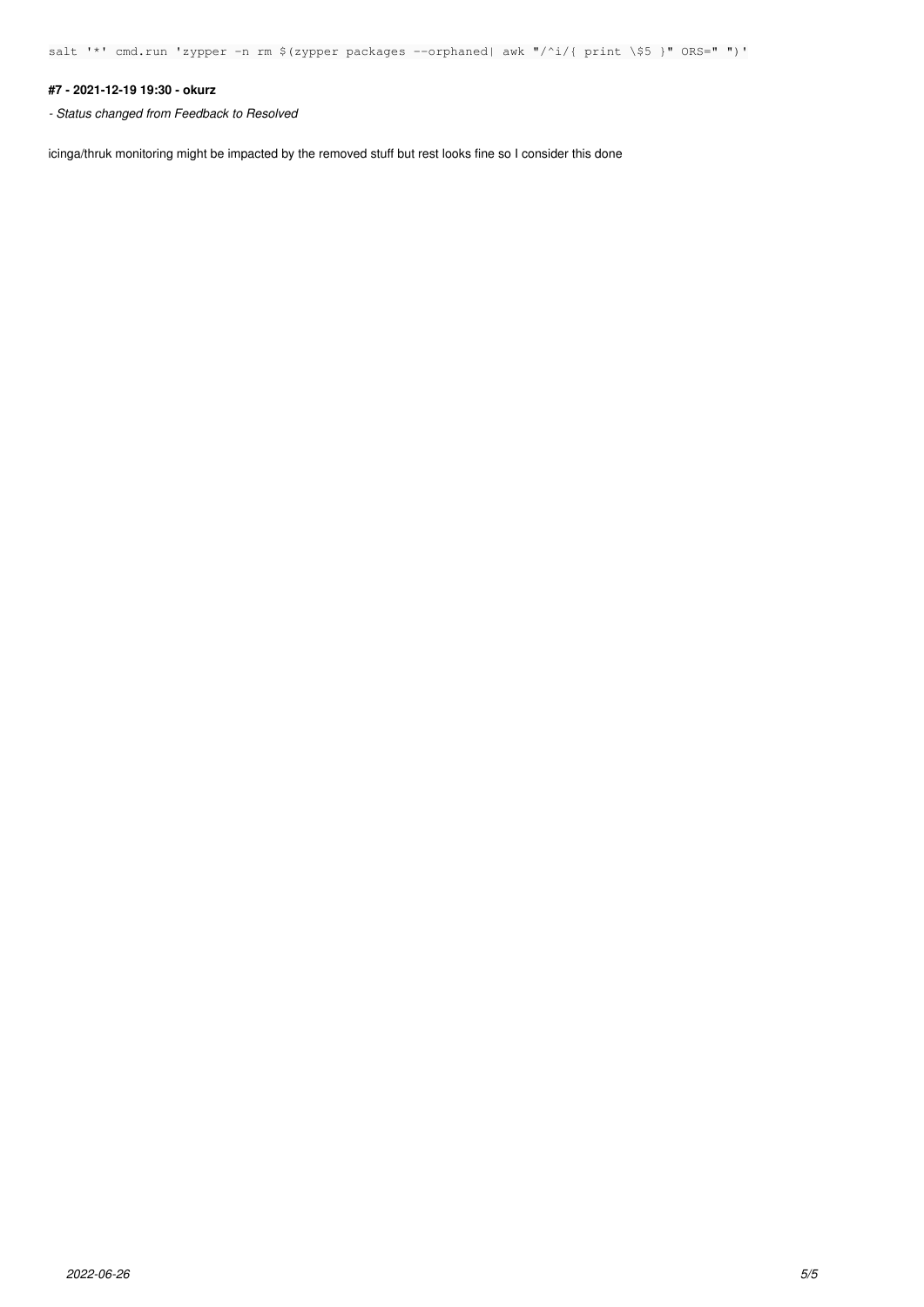```
salt '*' cmd.run 'zypper -n rm $(zypper packages --orphaned| awk "/^i/{ print \$5 }" ORS=" ")'
```

#### #7 - 2021-12-19 19:30 - okurz

*- Status changed from Feedback to Resolved*

icinga/thruk monitoring might be impacted by the removed stuff but rest looks fine so I consider this done